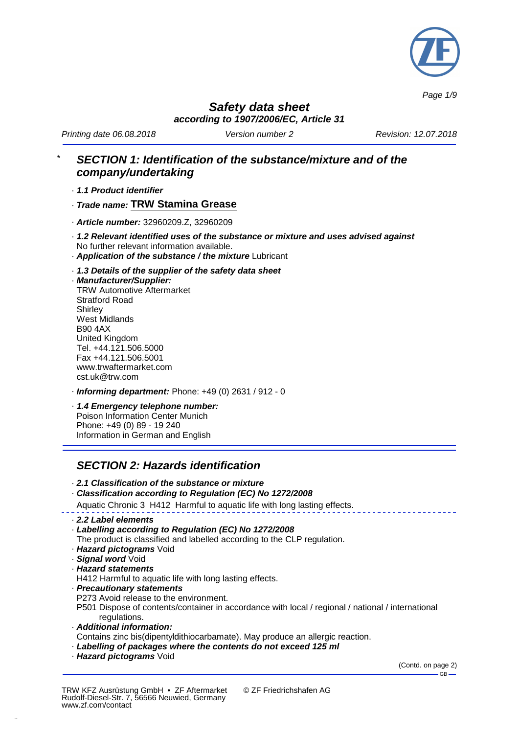# Safety data sheet

***according to 1907/2006/EC, Article 31***

*Printing date 06.08.2018* *Version number 2* *Revision: 12.07.2018*

## * SECTION 1: Identification of the substance/mixture and of the company/undertaking

· ***1.1 Product identifier***

· ***Trade name:*** **TRW Stamina Grease**

· ***Article number:*** 32960209.Z, 32960209

· ***1.2 Relevant identified uses of the substance or mixture and uses advised against***
No further relevant information available.

· ***Application of the substance / the mixture*** Lubricant

· ***1.3 Details of the supplier of the safety data sheet***

· ***Manufacturer/Supplier:***
TRW Automotive Aftermarket
Stratford Road
Shirley
West Midlands
B90 4AX
United Kingdom
Tel. +44.121.506.5000
Fax +44.121.506.5001
www.trwaftermarket.com
cst.uk@trw.com

· ***Informing department:*** Phone: +49 (0) 2631 / 912 - 0

· ***1.4 Emergency telephone number:***
Poison Information Center Munich
Phone: +49 (0) 89 - 19 240
Information in German and English

## SECTION 2: Hazards identification

· ***2.1 Classification of the substance or mixture***

· ***Classification according to Regulation (EC) No 1272/2008***

Aquatic Chronic 3 H412 Harmful to aquatic life with long lasting effects.

· ***2.2 Label elements***

· ***Labelling according to Regulation (EC) No 1272/2008***
The product is classified and labelled according to the CLP regulation.

· ***Hazard pictograms*** Void

· ***Signal word*** Void

· ***Hazard statements***
H412 Harmful to aquatic life with long lasting effects.

· ***Precautionary statements***
P273 Avoid release to the environment.
P501 Dispose of contents/container in accordance with local / regional / national / international regulations.

· ***Additional information:***
Contains zinc bis(dipentyldithiocarbamate). May produce an allergic reaction.

· ***Labelling of packages where the contents do not exceed 125 ml***

· ***Hazard pictograms*** Void

(Contd. on page 2)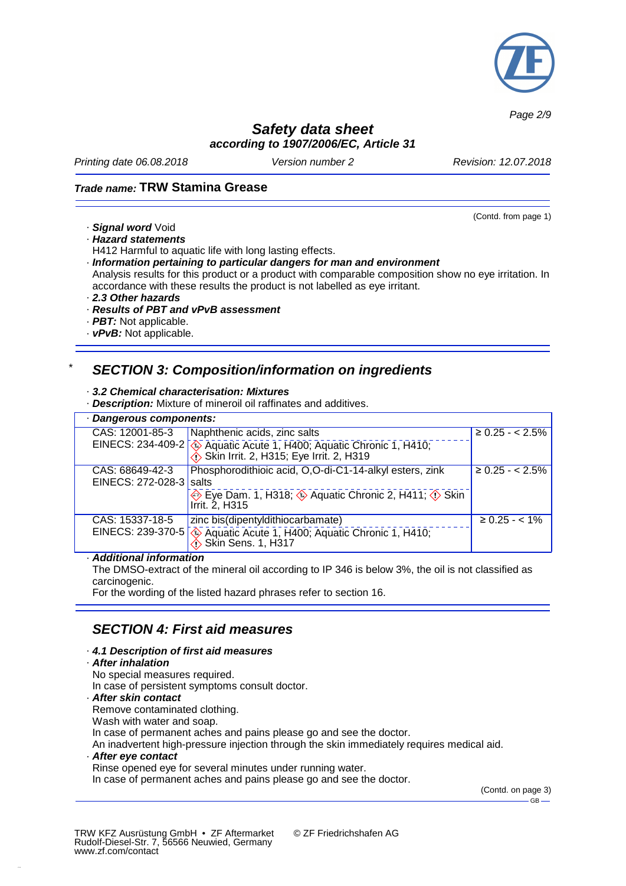(Contd. from page 1)

· **Signal word** Void
· **Hazard statements**
H412 Harmful to aquatic life with long lasting effects.
· **Information pertaining to particular dangers for man and environment**
Analysis results for this product or a product with comparable composition show no eye irritation. In accordance with these results the product is not labelled as eye irritant.
· **2.3 Other hazards**
· **Results of PBT and vPvB assessment**
· **PBT:** Not applicable.
· **vPvB:** Not applicable.

## * SECTION 3: Composition/information on ingredients

· **3.2 Chemical characterisation: Mixtures**
· **Description:** Mixture of mineroil oil raffinates and additives.

| · Dangerous components: | | |
|---|---|---|
| CAS: 12001-85-3<br>EINECS: 234-409-2 | Naphthenic acids, zinc salts<br>Aquatic Acute 1, H400; Aquatic Chronic 1, H410; Skin Irrit. 2, H315; Eye Irrit. 2, H319 | ≥ 0.25 - < 2.5% |
| CAS: 68649-42-3<br>EINECS: 272-028-3 | Phosphorodithioic acid, O,O-di-C1-14-alkyl esters, zink salts<br>Eye Dam. 1, H318; Aquatic Chronic 2, H411; Skin Irrit. 2, H315 | ≥ 0.25 - < 2.5% |
| CAS: 15337-18-5<br>EINECS: 239-370-5 | zinc bis(dipentyldithiocarbamate)<br>Aquatic Acute 1, H400; Aquatic Chronic 1, H410; Skin Sens. 1, H317 | ≥ 0.25 - < 1% |

· **Additional information**
The DMSO-extract of the mineral oil according to IP 346 is below 3%, the oil is not classified as carcinogenic.
For the wording of the listed hazard phrases refer to section 16.

## SECTION 4: First aid measures

· **4.1 Description of first aid measures**
· **After inhalation**
No special measures required.
In case of persistent symptoms consult doctor.
· **After skin contact**
Remove contaminated clothing.
Wash with water and soap.
In case of permanent aches and pains please go and see the doctor.
An inadvertent high-pressure injection through the skin immediately requires medical aid.
· **After eye contact**
Rinse opened eye for several minutes under running water.
In case of permanent aches and pains please go and see the doctor.

(Contd. on page 3)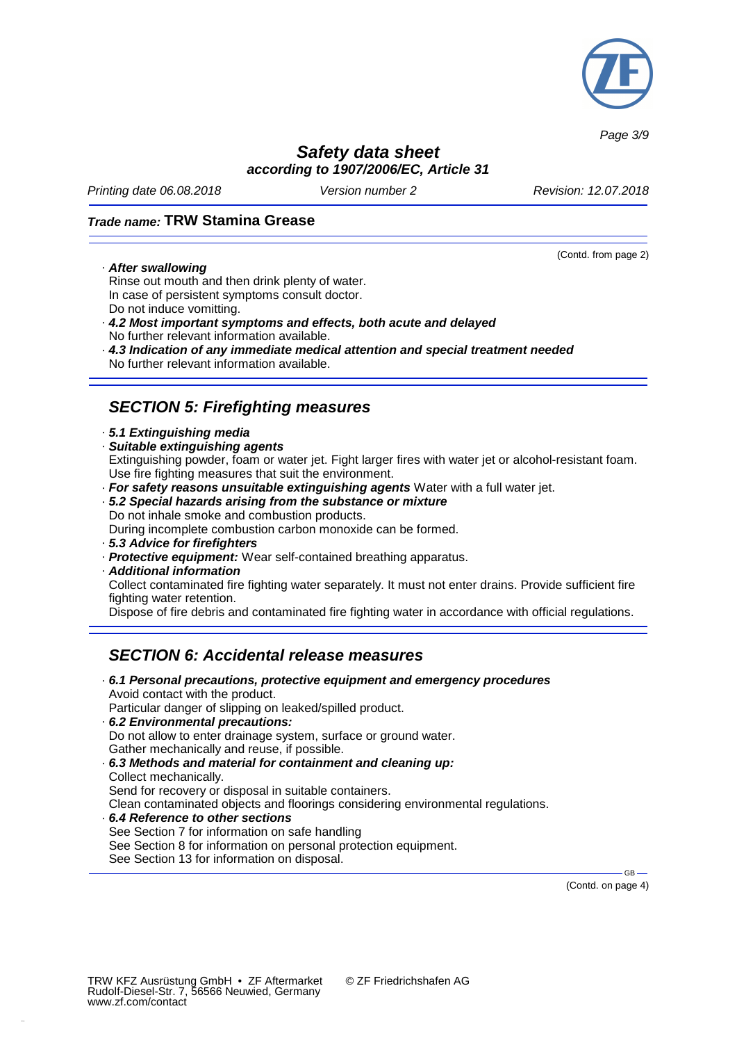*Safety data sheet*
*according to 1907/2006/EC, Article 31*

*Printing date 06.08.2018* *Version number 2* *Revision: 12.07.2018*

***Trade name:* TRW Stamina Grease**

(Contd. from page 2)

· ***After swallowing***
Rinse out mouth and then drink plenty of water.
In case of persistent symptoms consult doctor.
Do not induce vomitting.

· ***4.2 Most important symptoms and effects, both acute and delayed***
No further relevant information available.

· ***4.3 Indication of any immediate medical attention and special treatment needed***
No further relevant information available.

## *SECTION 5: Firefighting measures*

· ***5.1 Extinguishing media***

· ***Suitable extinguishing agents***
Extinguishing powder, foam or water jet. Fight larger fires with water jet or alcohol-resistant foam.
Use fire fighting measures that suit the environment.

· ***For safety reasons unsuitable extinguishing agents*** Water with a full water jet.

· ***5.2 Special hazards arising from the substance or mixture***
Do not inhale smoke and combustion products.
During incomplete combustion carbon monoxide can be formed.

· ***5.3 Advice for firefighters***

· ***Protective equipment:*** Wear self-contained breathing apparatus.

· ***Additional information***
Collect contaminated fire fighting water separately. It must not enter drains. Provide sufficient fire fighting water retention.
Dispose of fire debris and contaminated fire fighting water in accordance with official regulations.

## *SECTION 6: Accidental release measures*

· ***6.1 Personal precautions, protective equipment and emergency procedures***
Avoid contact with the product.
Particular danger of slipping on leaked/spilled product.

· ***6.2 Environmental precautions:***
Do not allow to enter drainage system, surface or ground water.
Gather mechanically and reuse, if possible.

· ***6.3 Methods and material for containment and cleaning up:***
Collect mechanically.
Send for recovery or disposal in suitable containers.
Clean contaminated objects and floorings considering environmental regulations.

· ***6.4 Reference to other sections***
See Section 7 for information on safe handling
See Section 8 for information on personal protection equipment.
See Section 13 for information on disposal.

(Contd. on page 4)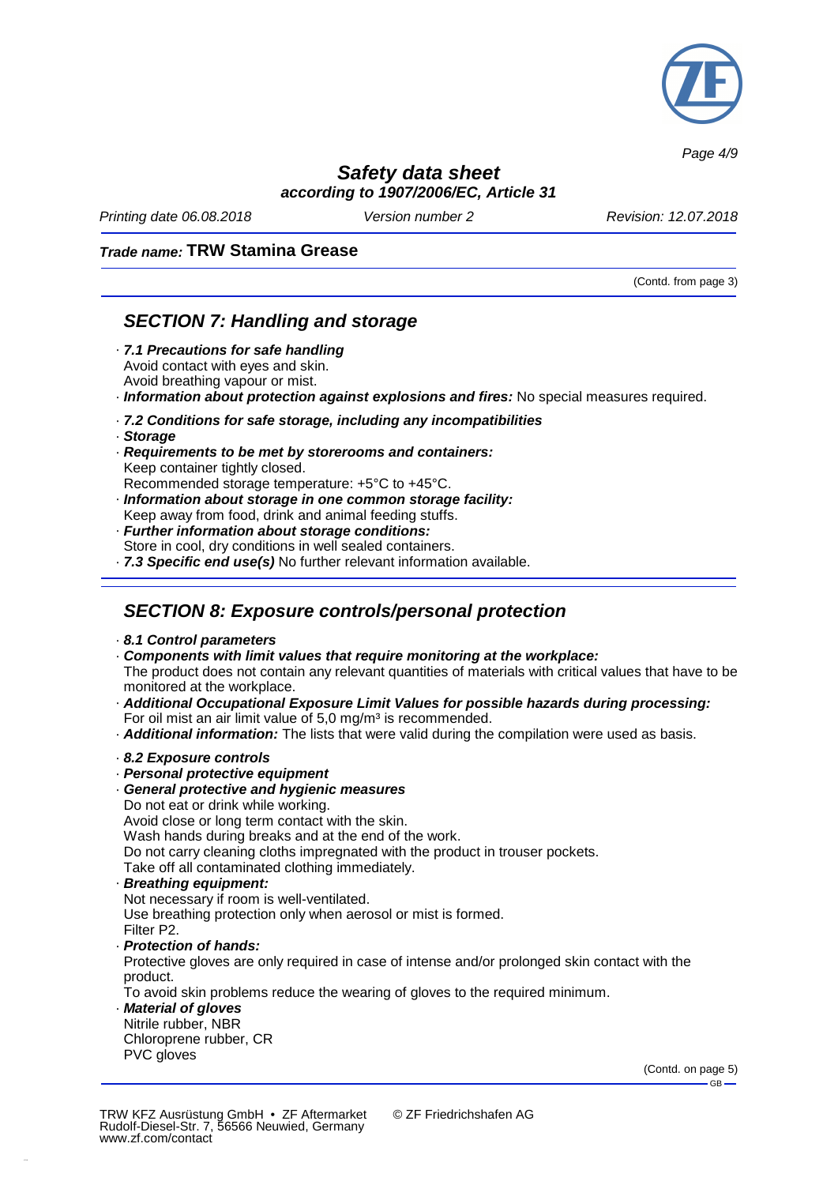(Contd. from page 3)

## SECTION 7: Handling and storage

· ***7.1 Precautions for safe handling***
Avoid contact with eyes and skin.
Avoid breathing vapour or mist.
· ***Information about protection against explosions and fires:*** No special measures required.

· ***7.2 Conditions for safe storage, including any incompatibilities***
· ***Storage***
· ***Requirements to be met by storerooms and containers:***
Keep container tightly closed.
Recommended storage temperature: +5°C to +45°C.
· ***Information about storage in one common storage facility:***
Keep away from food, drink and animal feeding stuffs.
· ***Further information about storage conditions:***
Store in cool, dry conditions in well sealed containers.
· ***7.3 Specific end use(s)*** No further relevant information available.

## SECTION 8: Exposure controls/personal protection

· ***8.1 Control parameters***
· ***Components with limit values that require monitoring at the workplace:***
The product does not contain any relevant quantities of materials with critical values that have to be monitored at the workplace.
· ***Additional Occupational Exposure Limit Values for possible hazards during processing:***
For oil mist an air limit value of 5,0 mg/m³ is recommended.
· ***Additional information:*** The lists that were valid during the compilation were used as basis.

· ***8.2 Exposure controls***
· ***Personal protective equipment***
· ***General protective and hygienic measures***
Do not eat or drink while working.
Avoid close or long term contact with the skin.
Wash hands during breaks and at the end of the work.
Do not carry cleaning cloths impregnated with the product in trouser pockets.
Take off all contaminated clothing immediately.
· ***Breathing equipment:***
Not necessary if room is well-ventilated.
Use breathing protection only when aerosol or mist is formed.
Filter P2.
· ***Protection of hands:***
Protective gloves are only required in case of intense and/or prolonged skin contact with the product.
To avoid skin problems reduce the wearing of gloves to the required minimum.
· ***Material of gloves***
Nitrile rubber, NBR
Chloroprene rubber, CR
PVC gloves

(Contd. on page 5)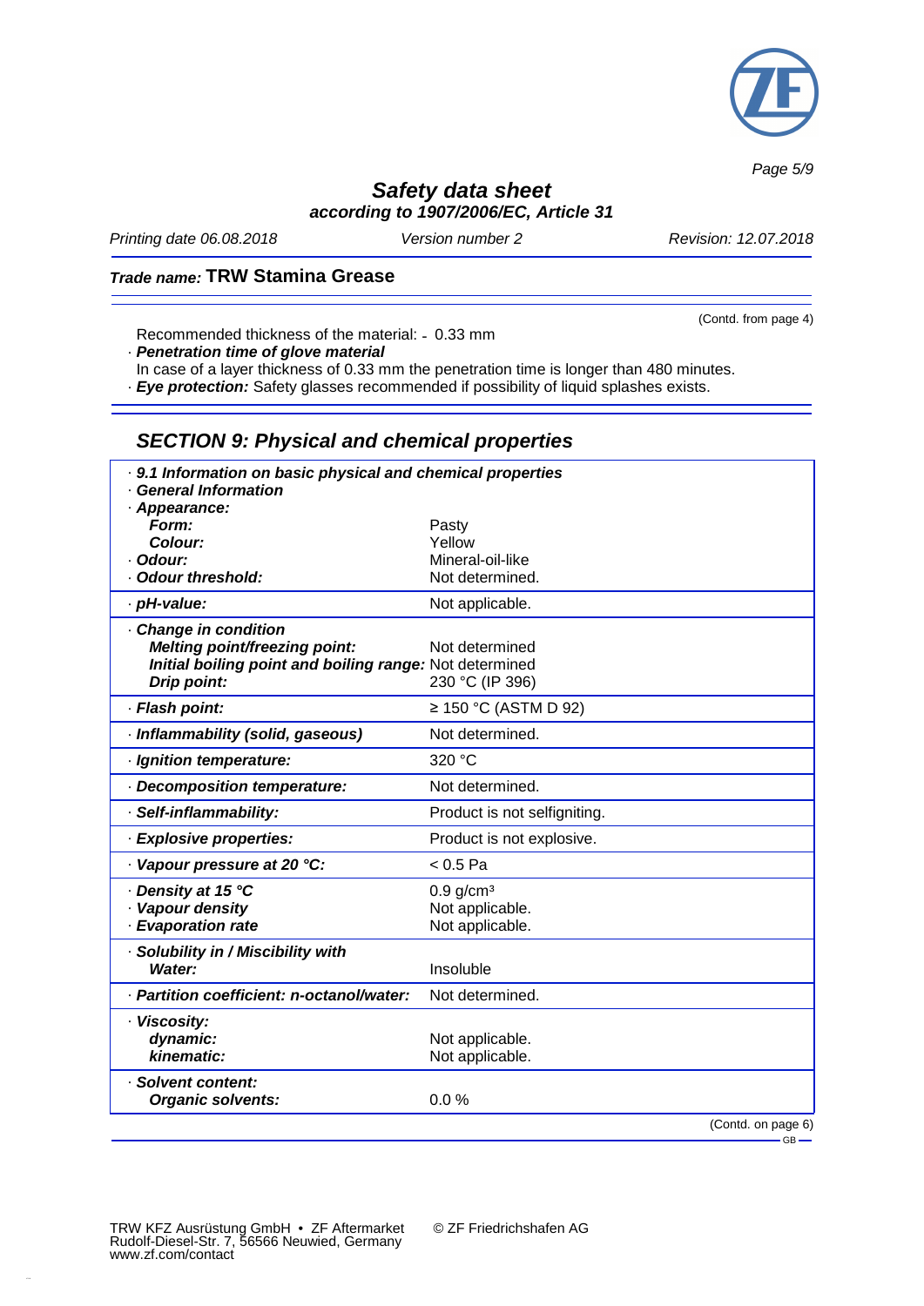**Safety data sheet**
**according to 1907/2006/EC, Article 31**

Printing date 06.08.2018 | Version number 2 | Revision: 12.07.2018

**Trade name: TRW Stamina Grease**

(Contd. from page 4)

Recommended thickness of the material: ≥ 0.33 mm

· **Penetration time of glove material**

In case of a layer thickness of 0.33 mm the penetration time is longer than 480 minutes.

· **Eye protection:** Safety glasses recommended if possibility of liquid splashes exists.

## SECTION 9: Physical and chemical properties

| Property | Value |
|---|---|
| · **9.1 Information on basic physical and chemical properties** | |
| · **General Information** | |
| · **Appearance:** | |
| **Form:** | Pasty |
| **Colour:** | Yellow |
| · **Odour:** | Mineral-oil-like |
| · **Odour threshold:** | Not determined. |
| · **pH-value:** | Not applicable. |
| · **Change in condition** | |
| **Melting point/freezing point:** | Not determined |
| **Initial boiling point and boiling range:** | Not determined |
| **Drip point:** | 230 °C (IP 396) |
| · **Flash point:** | ≥ 150 °C (ASTM D 92) |
| · **Inflammability (solid, gaseous)** | Not determined. |
| · **Ignition temperature:** | 320 °C |
| · **Decomposition temperature:** | Not determined. |
| · **Self-inflammability:** | Product is not selfigniting. |
| · **Explosive properties:** | Product is not explosive. |
| · **Vapour pressure at 20 °C:** | < 0.5 Pa |
| · **Density at 15 °C** | 0.9 g/cm³ |
| · **Vapour density** | Not applicable. |
| · **Evaporation rate** | Not applicable. |
| · **Solubility in / Miscibility with** | |
| **Water:** | Insoluble |
| · **Partition coefficient: n-octanol/water:** | Not determined. |
| · **Viscosity:** | |
| **dynamic:** | Not applicable. |
| **kinematic:** | Not applicable. |
| · **Solvent content:** | |
| **Organic solvents:** | 0.0 % |

(Contd. on page 6)

TRW KFZ Ausrüstung GmbH • ZF Aftermarket
Rudolf-Diesel-Str. 7, 56566 Neuwied, Germany
www.zf.com/contact

© ZF Friedrichshafen AG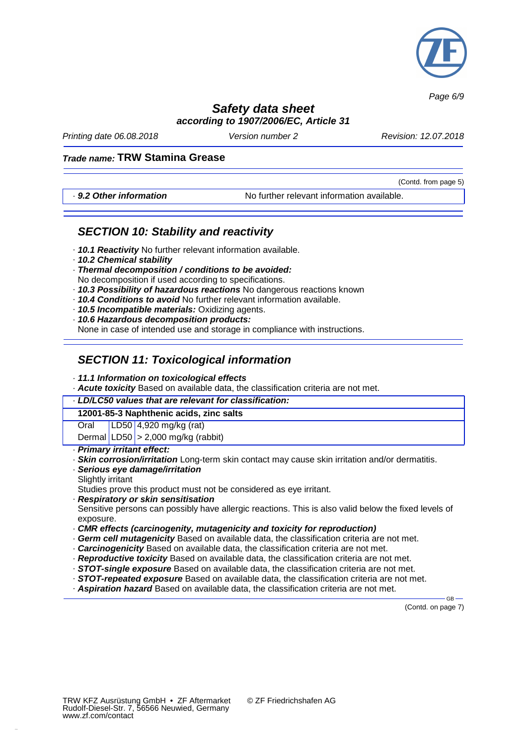(Contd. from page 5)

| · **9.2 Other information** | No further relevant information available. |
|---|---|

## SECTION 10: Stability and reactivity

· ***10.1 Reactivity*** No further relevant information available.
· ***10.2 Chemical stability***
· ***Thermal decomposition / conditions to be avoided:***
No decomposition if used according to specifications.
· ***10.3 Possibility of hazardous reactions*** No dangerous reactions known
· ***10.4 Conditions to avoid*** No further relevant information available.
· ***10.5 Incompatible materials:*** Oxidizing agents.
· ***10.6 Hazardous decomposition products:***
None in case of intended use and storage in compliance with instructions.

## SECTION 11: Toxicological information

· ***11.1 Information on toxicological effects***
· ***Acute toxicity*** Based on available data, the classification criteria are not met.

| · ***LD/LC50 values that are relevant for classification:*** | | |
|---|---|---|
| **12001-85-3 Naphthenic acids, zinc salts** | | |
| Oral | LD50 | 4,920 mg/kg (rat) |
| Dermal | LD50 | > 2,000 mg/kg (rabbit) |

· ***Primary irritant effect:***
· ***Skin corrosion/irritation*** Long-term skin contact may cause skin irritation and/or dermatitis.
· ***Serious eye damage/irritation***
Slightly irritant
Studies prove this product must not be considered as eye irritant.
· ***Respiratory or skin sensitisation***
Sensitive persons can possibly have allergic reactions. This is also valid below the fixed levels of exposure.
· ***CMR effects (carcinogenity, mutagenicity and toxicity for reproduction)***
· ***Germ cell mutagenicity*** Based on available data, the classification criteria are not met.
· ***Carcinogenicity*** Based on available data, the classification criteria are not met.
· ***Reproductive toxicity*** Based on available data, the classification criteria are not met.
· ***STOT-single exposure*** Based on available data, the classification criteria are not met.
· ***STOT-repeated exposure*** Based on available data, the classification criteria are not met.
· ***Aspiration hazard*** Based on available data, the classification criteria are not met.

(Contd. on page 7)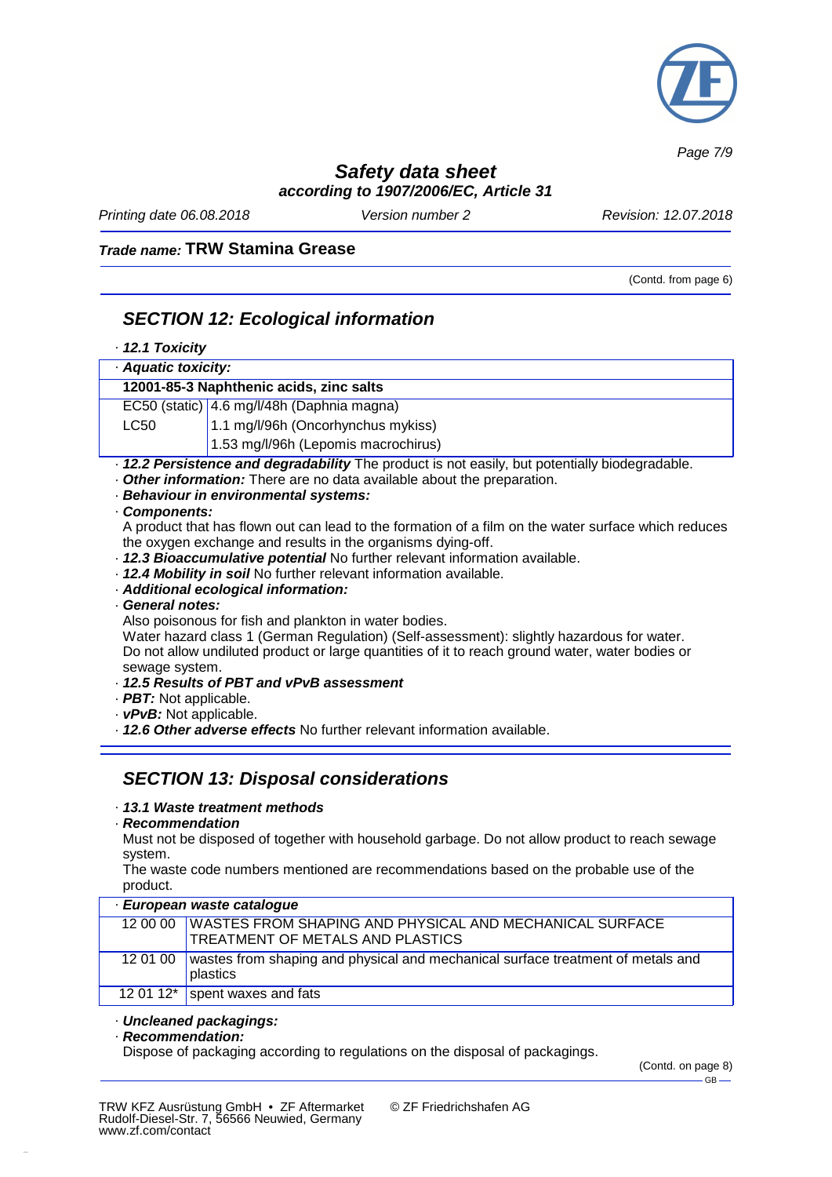**Trade name: TRW Stamina Grease**

(Contd. from page 6)

## SECTION 12: Ecological information

· **12.1 Toxicity**

| · Aquatic toxicity: | |
|---|---|
| **12001-85-3 Naphthenic acids, zinc salts** | |
| EC50 (static) | 4.6 mg/l/48h (Daphnia magna) |
| LC50 | 1.1 mg/l/96h (Oncorhynchus mykiss) |
| | 1.53 mg/l/96h (Lepomis macrochirus) |

· **12.2 Persistence and degradability** The product is not easily, but potentially biodegradable.
· **Other information:** There are no data available about the preparation.
· **Behaviour in environmental systems:**
· **Components:**
A product that has flown out can lead to the formation of a film on the water surface which reduces the oxygen exchange and results in the organisms dying-off.
· **12.3 Bioaccumulative potential** No further relevant information available.
· **12.4 Mobility in soil** No further relevant information available.
· **Additional ecological information:**
· **General notes:**
Also poisonous for fish and plankton in water bodies.
Water hazard class 1 (German Regulation) (Self-assessment): slightly hazardous for water.
Do not allow undiluted product or large quantities of it to reach ground water, water bodies or sewage system.
· **12.5 Results of PBT and vPvB assessment**
· **PBT:** Not applicable.
· **vPvB:** Not applicable.
· **12.6 Other adverse effects** No further relevant information available.

## SECTION 13: Disposal considerations

· **13.1 Waste treatment methods**
· **Recommendation**
Must not be disposed of together with household garbage. Do not allow product to reach sewage system.
The waste code numbers mentioned are recommendations based on the probable use of the product.

| · European waste catalogue | |
|---|---|
| 12 00 00 | WASTES FROM SHAPING AND PHYSICAL AND MECHANICAL SURFACE TREATMENT OF METALS AND PLASTICS |
| 12 01 00 | wastes from shaping and physical and mechanical surface treatment of metals and plastics |
| 12 01 12* | spent waxes and fats |

· **Uncleaned packagings:**
· **Recommendation:**
Dispose of packaging according to regulations on the disposal of packagings.

(Contd. on page 8)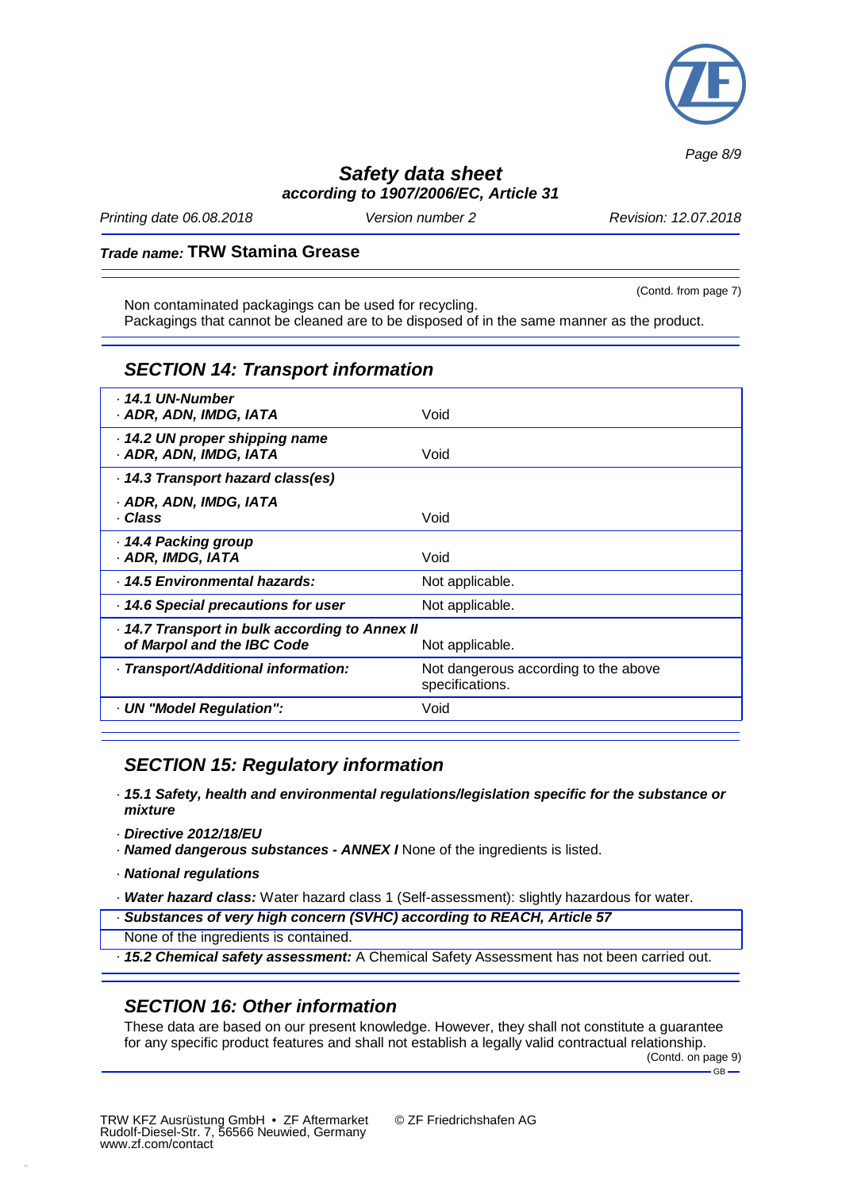(Contd. from page 7)

Non contaminated packagings can be used for recycling.
Packagings that cannot be cleaned are to be disposed of in the same manner as the product.

## SECTION 14: Transport information

| | |
|---|---|
| · **14.1 UN-Number**<br>· **ADR, ADN, IMDG, IATA** | Void |
| · **14.2 UN proper shipping name**<br>· **ADR, ADN, IMDG, IATA** | Void |
| · **14.3 Transport hazard class(es)**<br><br>· **ADR, ADN, IMDG, IATA**<br>· **Class** | Void |
| · **14.4 Packing group**<br>· **ADR, IMDG, IATA** | Void |
| · **14.5 Environmental hazards:** | Not applicable. |
| · **14.6 Special precautions for user** | Not applicable. |
| · **14.7 Transport in bulk according to Annex II of Marpol and the IBC Code** | Not applicable. |
| · **Transport/Additional information:** | Not dangerous according to the above specifications. |
| · **UN "Model Regulation":** | Void |

## SECTION 15: Regulatory information

· ***15.1 Safety, health and environmental regulations/legislation specific for the substance or mixture***

· ***Directive 2012/18/EU***
· ***Named dangerous substances - ANNEX I*** None of the ingredients is listed.

· ***National regulations***

· ***Water hazard class:*** Water hazard class 1 (Self-assessment): slightly hazardous for water.

· ***Substances of very high concern (SVHC) according to REACH, Article 57***
None of the ingredients is contained.

· ***15.2 Chemical safety assessment:*** A Chemical Safety Assessment has not been carried out.

## SECTION 16: Other information

These data are based on our present knowledge. However, they shall not constitute a guarantee for any specific product features and shall not establish a legally valid contractual relationship.

(Contd. on page 9)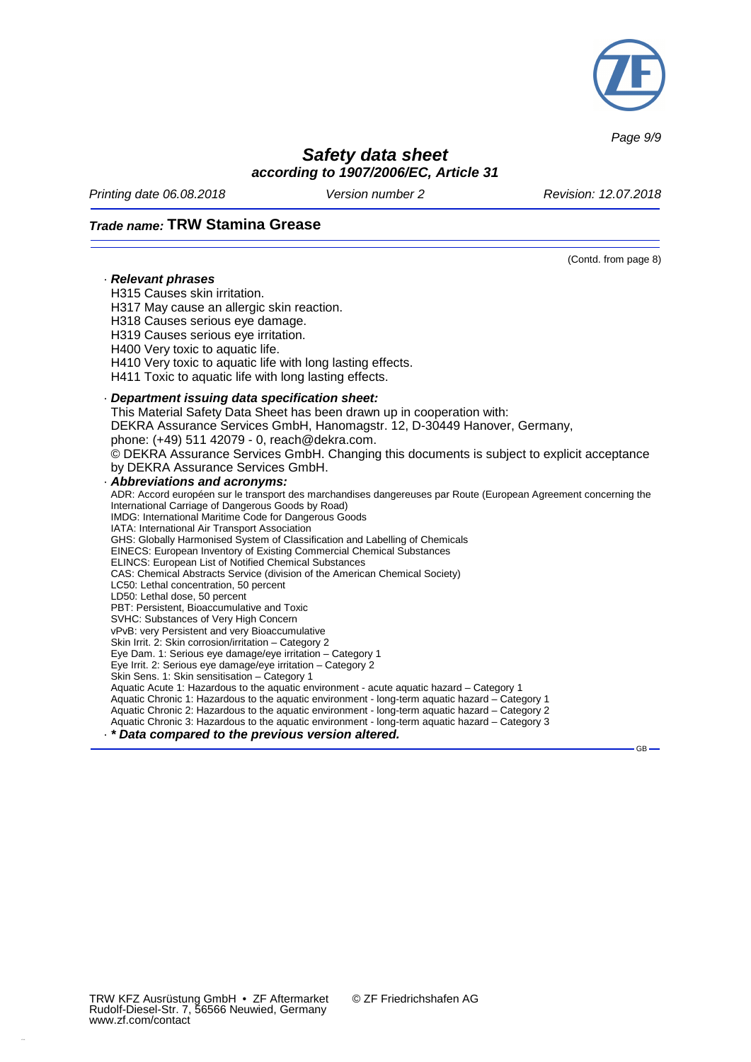(Contd. from page 8)

· ***Relevant phrases***

H315 Causes skin irritation.
H317 May cause an allergic skin reaction.
H318 Causes serious eye damage.
H319 Causes serious eye irritation.
H400 Very toxic to aquatic life.
H410 Very toxic to aquatic life with long lasting effects.
H411 Toxic to aquatic life with long lasting effects.

· ***Department issuing data specification sheet:***

This Material Safety Data Sheet has been drawn up in cooperation with:
DEKRA Assurance Services GmbH, Hanomagstr. 12, D-30449 Hanover, Germany,
phone: (+49) 511 42079 - 0, reach@dekra.com.
© DEKRA Assurance Services GmbH. Changing this documents is subject to explicit acceptance by DEKRA Assurance Services GmbH.

· ***Abbreviations and acronyms:***

ADR: Accord européen sur le transport des marchandises dangereuses par Route (European Agreement concerning the International Carriage of Dangerous Goods by Road)
IMDG: International Maritime Code for Dangerous Goods
IATA: International Air Transport Association
GHS: Globally Harmonised System of Classification and Labelling of Chemicals
EINECS: European Inventory of Existing Commercial Chemical Substances
ELINCS: European List of Notified Chemical Substances
CAS: Chemical Abstracts Service (division of the American Chemical Society)
LC50: Lethal concentration, 50 percent
LD50: Lethal dose, 50 percent
PBT: Persistent, Bioaccumulative and Toxic
SVHC: Substances of Very High Concern
vPvB: very Persistent and very Bioaccumulative
Skin Irrit. 2: Skin corrosion/irritation – Category 2
Eye Dam. 1: Serious eye damage/eye irritation – Category 1
Eye Irrit. 2: Serious eye damage/eye irritation – Category 2
Skin Sens. 1: Skin sensitisation – Category 1
Aquatic Acute 1: Hazardous to the aquatic environment - acute aquatic hazard – Category 1
Aquatic Chronic 1: Hazardous to the aquatic environment - long-term aquatic hazard – Category 1
Aquatic Chronic 2: Hazardous to the aquatic environment - long-term aquatic hazard – Category 2
Aquatic Chronic 3: Hazardous to the aquatic environment - long-term aquatic hazard – Category 3

· ***\* Data compared to the previous version altered.***